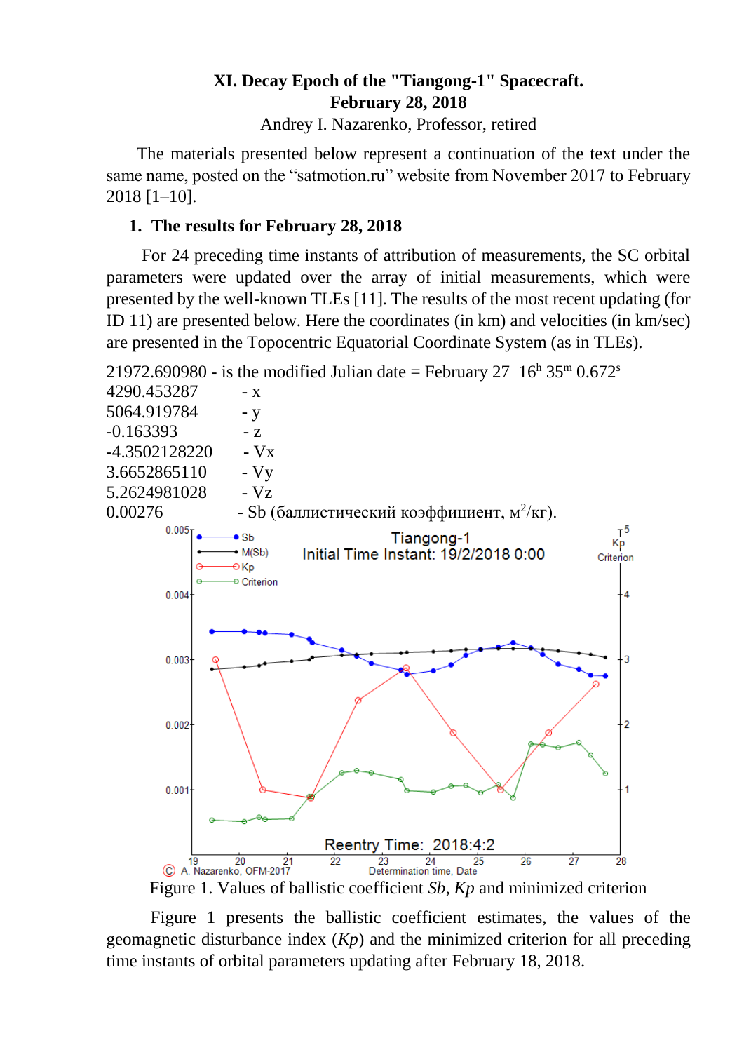# XI. Decay Epoch of the "Tiangong-1" Spacecraft.

## February 28, 2018

Andrey I. Nazarenko, Professor, retired

The materials presented below represent a continuation of the text under the same name, posted on the "satmotion.ru" website from November 2017 to February 2018 [1–10].

## 1. The results for February 28, 2018

For 24 preceding time instants of attribution of measurements, the SC orbital parameters were updated over the array of initial measurements, which were presented by the well-known TLEs [11]. The results of the most recent updating (for ID 11) are presented below. Here the coordinates (in km) and velocities (in km/sec) are presented in the Topocentric Equatorial Coordinate System (as in TLEs).

21972.690980 - is the modified Julian date = February 27 $16^h$ $35^m$ $0.672^s$
4290.453287 - x
5064.919784 - y
-0.163393 - z
-4.3502128220 - Vx
3.6652865110 - Vy
5.2624981028 - Vz
0.00276 - Sb (баллистический коэффициент, м[2]/кг).

Figure 1. Values of ballistic coefficient *Sb*, *Kp* and minimized criterion

Figure 1 presents the ballistic coefficient estimates, the values of the geomagnetic disturbance index (*Kp*) and the minimized criterion for all preceding time instants of orbital parameters updating after February 18, 2018.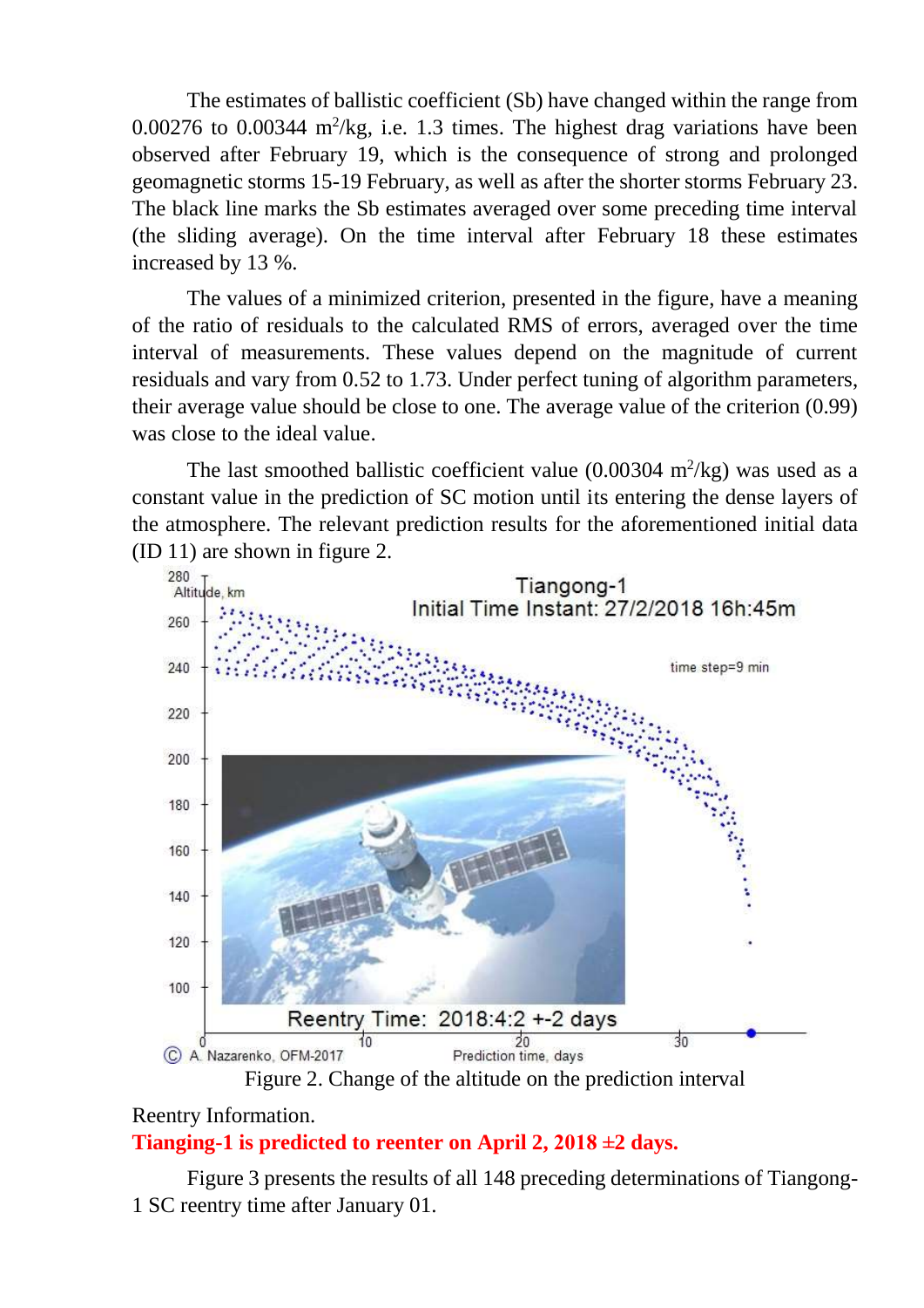The estimates of ballistic coefficient (Sb) have changed within the range from 0.00276 to 0.00344 $m^2/kg$, i.e. 1.3 times. The highest drag variations have been observed after February 19, which is the consequence of strong and prolonged geomagnetic storms 15-19 February, as well as after the shorter storms February 23. The black line marks the Sb estimates averaged over some preceding time interval (the sliding average). On the time interval after February 18 these estimates increased by 13 %.

The values of a minimized criterion, presented in the figure, have a meaning of the ratio of residuals to the calculated RMS of errors, averaged over the time interval of measurements. These values depend on the magnitude of current residuals and vary from 0.52 to 1.73. Under perfect tuning of algorithm parameters, their average value should be close to one. The average value of the criterion (0.99) was close to the ideal value.

The last smoothed ballistic coefficient value (0.00304 $m^2/kg$) was used as a constant value in the prediction of SC motion until its entering the dense layers of the atmosphere. The relevant prediction results for the aforementioned initial data (ID 11) are shown in figure 2.

Figure 2. Change of the altitude on the prediction interval

Reentry Information.

**Tianging-1 is predicted to reenter on April 2, 2018 ±2 days.**

Figure 3 presents the results of all 148 preceding determinations of Tiangong-1 SC reentry time after January 01.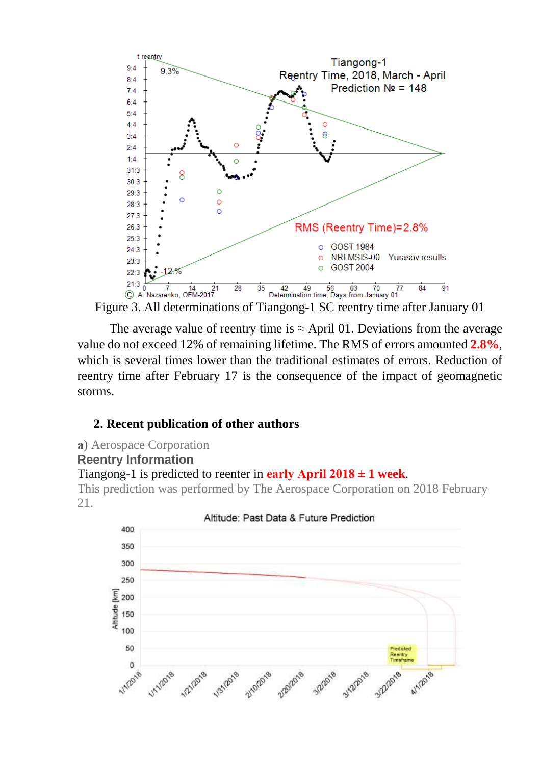Figure 3. All determinations of Tiangong-1 SC reentry time after January 01

The average value of reentry time is ≈ April 01. Deviations from the average value do not exceed 12% of remaining lifetime. The RMS of errors amounted **2.8%**, which is several times lower than the traditional estimates of errors. Reduction of reentry time after February 17 is the consequence of the impact of geomagnetic storms.

## 2. Recent publication of other authors

**a)** Aerospace Corporation

**Reentry Information**

Tiangong-1 is predicted to reenter in **early April 2018 ± 1 week**.

This prediction was performed by The Aerospace Corporation on 2018 February 21.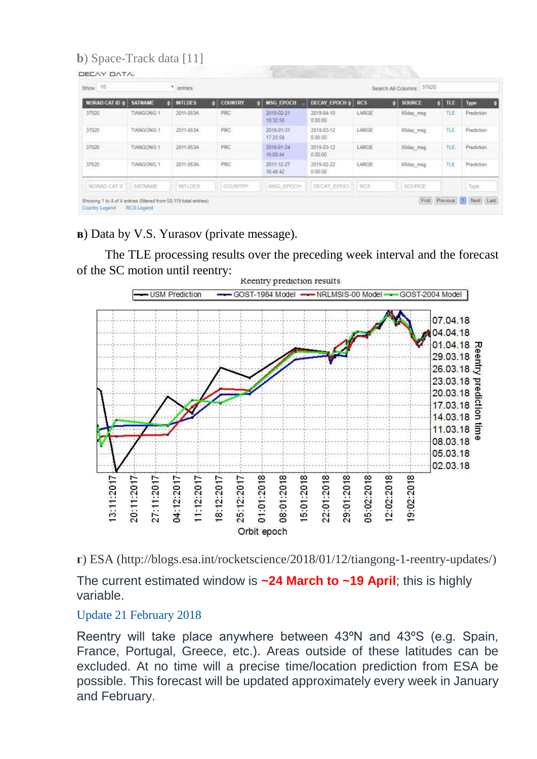**b**) Space-Track data [11]

DECAY DATA

Show 10 entries | Search All Columns: 37820

| NORAD CAT ID | SATNAME | INTLDES | COUNTRY | MSG_EPOCH | DECAY_EPOCH | RCS | SOURCE | TLE | Type |
|---|---|---|---|---|---|---|---|---|---|
| 37820 | TIANGONG 1 | 2011-053A | PRC | 2018-02-21 18:32:58 | 2018-04-10 0:00:00 | LARGE | 60day_msg | TLE | Prediction |
| 37820 | TIANGONG 1 | 2011-053A | PRC | 2018-01-31 17:25:58 | 2018-03-12 0:00:00 | LARGE | 60day_msg | TLE | Prediction |
| 37820 | TIANGONG 1 | 2011-053A | PRC | 2018-01-24 16:00:44 | 2018-03-12 0:00:00 | LARGE | 60day_msg | TLE | Prediction |
| 37820 | TIANGONG 1 | 2011-053A | PRC | 2017-12-27 16:48:42 | 2018-02-22 0:00:00 | LARGE | 60day_msg | TLE | Prediction |

Showing 1 to 4 of 4 entries (filtered from 58,119 total entries)
Country Legend  RCS Legend

**в**) Data by V.S. Yurasov (private message).

The TLE processing results over the preceding week interval and the forecast of the SC motion until reentry:

Reentry prediction results

USM Prediction — GOST-1984 Model — NRLMSIS-00 Model — GOST-2004 Model

Reentry prediction time: 07.04.18, 04.04.18, 01.04.18, 29.03.18, 26.03.18, 23.03.18, 20.03.18, 17.03.18, 14.03.18, 11.03.18, 08.03.18, 05.03.18, 02.03.18

Orbit epoch: 13:11:2017, 20:11:2017, 27:11:2017, 04:12:2017, 11:12:2017, 18:12:2017, 25:12:2017, 01:01:2018, 08:01:2018, 15:01:2018, 22:01:2018, 29:01:2018, 05:02:2018, 12:02:2018, 19:02:2018

**г**) ESA (http://blogs.esa.int/rocketscience/2018/01/12/tiangong-1-reentry-updates/)

The current estimated window is **~24 March to ~19 April**; this is highly variable.

Update 21 February 2018

Reentry will take place anywhere between 43ºN and 43ºS (e.g. Spain, France, Portugal, Greece, etc.). Areas outside of these latitudes can be excluded. At no time will a precise time/location prediction from ESA be possible. This forecast will be updated approximately every week in January and February.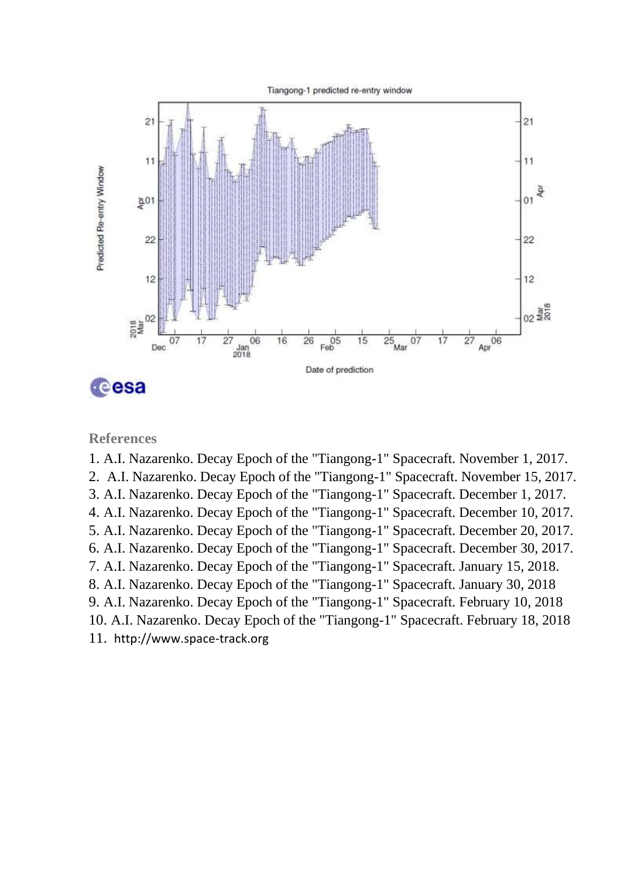Tiangong-1 predicted re-entry window

Predicted Re-entry Window

2018 Mar

02

12

22

Apr 01

11

21

02 Mar 2018

12

22

01 Apr

11

21

Dec 07 17 27 Jan 2018 06 16 26 Feb 05 15 25 Mar 07 17 27 Apr 06

Date of prediction

esa

**References**

1. A.I. Nazarenko. Decay Epoch of the "Tiangong-1" Spacecraft. November 1, 2017.
2. A.I. Nazarenko. Decay Epoch of the "Tiangong-1" Spacecraft. November 15, 2017.
3. A.I. Nazarenko. Decay Epoch of the "Tiangong-1" Spacecraft. December 1, 2017.
4. A.I. Nazarenko. Decay Epoch of the "Tiangong-1" Spacecraft. December 10, 2017.
5. A.I. Nazarenko. Decay Epoch of the "Tiangong-1" Spacecraft. December 20, 2017.
6. A.I. Nazarenko. Decay Epoch of the "Tiangong-1" Spacecraft. December 30, 2017.
7. A.I. Nazarenko. Decay Epoch of the "Tiangong-1" Spacecraft. January 15, 2018.
8. A.I. Nazarenko. Decay Epoch of the "Tiangong-1" Spacecraft. January 30, 2018
9. A.I. Nazarenko. Decay Epoch of the "Tiangong-1" Spacecraft. February 10, 2018
10. A.I. Nazarenko. Decay Epoch of the "Tiangong-1" Spacecraft. February 18, 2018
11. http://www.space-track.org